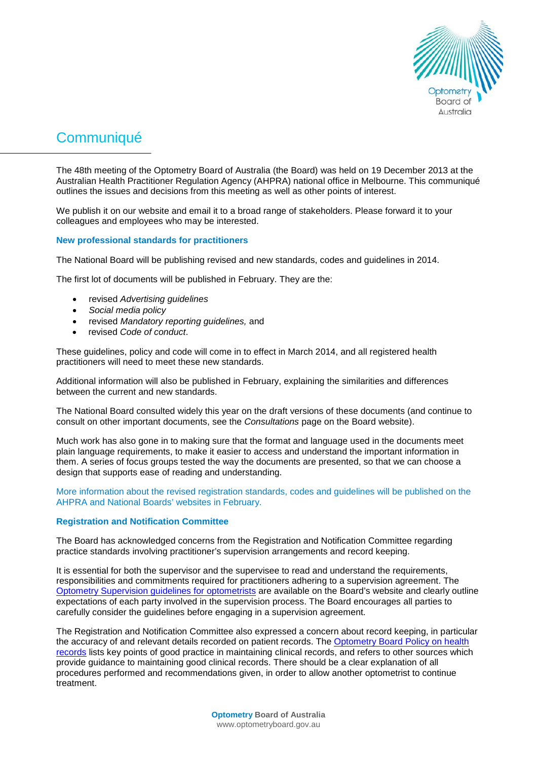# Communiqué

The 48th meeting of the Optometry Board of Australia (the Board) was held on 19 December 2013 at the Australian Health Practitioner Regulation Agency (AHPRA) national office in Melbourne. This communiqué outlines the issues and decisions from this meeting as well as other points of interest.

We publish it on our website and email it to a broad range of stakeholders. Please forward it to your colleagues and employees who may be interested.

## New professional standards for practitioners

The National Board will be publishing revised and new standards, codes and guidelines in 2014.

The first lot of documents will be published in February. They are the:

- revised *Advertising guidelines*
- *Social media policy*
- revised *Mandatory reporting guidelines,* and
- revised *Code of conduct*.

These guidelines, policy and code will come in to effect in March 2014, and all registered health practitioners will need to meet these new standards.

Additional information will also be published in February, explaining the similarities and differences between the current and new standards.

The National Board consulted widely this year on the draft versions of these documents (and continue to consult on other important documents, see the *Consultations* page on the Board website).

Much work has also gone in to making sure that the format and language used in the documents meet plain language requirements, to make it easier to access and understand the important information in them. A series of focus groups tested the way the documents are presented, so that we can choose a design that supports ease of reading and understanding.

More information about the revised registration standards, codes and guidelines will be published on the AHPRA and National Boards' websites in February.

## Registration and Notification Committee

The Board has acknowledged concerns from the Registration and Notification Committee regarding practice standards involving practitioner's supervision arrangements and record keeping.

It is essential for both the supervisor and the supervisee to read and understand the requirements, responsibilities and commitments required for practitioners adhering to a supervision agreement. The Optometry Supervision guidelines for optometrists are available on the Board's website and clearly outline expectations of each party involved in the supervision process. The Board encourages all parties to carefully consider the guidelines before engaging in a supervision agreement.

The Registration and Notification Committee also expressed a concern about record keeping, in particular the accuracy of and relevant details recorded on patient records. The Optometry Board Policy on health records lists key points of good practice in maintaining clinical records, and refers to other sources which provide guidance to maintaining good clinical records. There should be a clear explanation of all procedures performed and recommendations given, in order to allow another optometrist to continue treatment.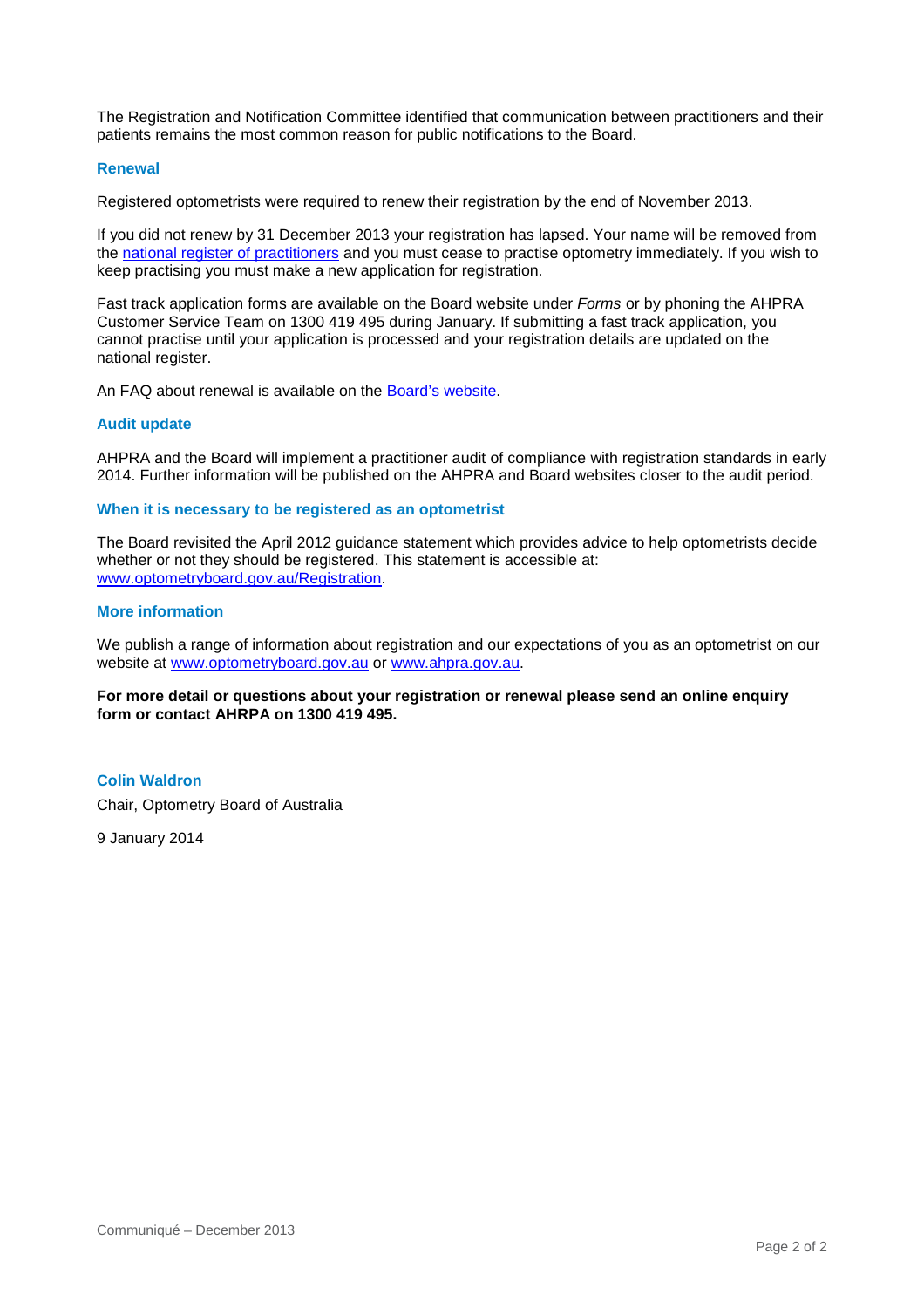The Registration and Notification Committee identified that communication between practitioners and their patients remains the most common reason for public notifications to the Board.

### Renewal

Registered optometrists were required to renew their registration by the end of November 2013.

If you did not renew by 31 December 2013 your registration has lapsed. Your name will be removed from the national register of practitioners and you must cease to practise optometry immediately. If you wish to keep practising you must make a new application for registration.

Fast track application forms are available on the Board website under *Forms* or by phoning the AHPRA Customer Service Team on 1300 419 495 during January. If submitting a fast track application, you cannot practise until your application is processed and your registration details are updated on the national register.

An FAQ about renewal is available on the Board's website.

### Audit update

AHPRA and the Board will implement a practitioner audit of compliance with registration standards in early 2014. Further information will be published on the AHPRA and Board websites closer to the audit period.

### When it is necessary to be registered as an optometrist

The Board revisited the April 2012 guidance statement which provides advice to help optometrists decide whether or not they should be registered. This statement is accessible at: www.optometryboard.gov.au/Registration.

### More information

We publish a range of information about registration and our expectations of you as an optometrist on our website at www.optometryboard.gov.au or www.ahpra.gov.au.

**For more detail or questions about your registration or renewal please send an online enquiry form or contact AHRPA on 1300 419 495.**

**Colin Waldron**

Chair, Optometry Board of Australia

9 January 2014